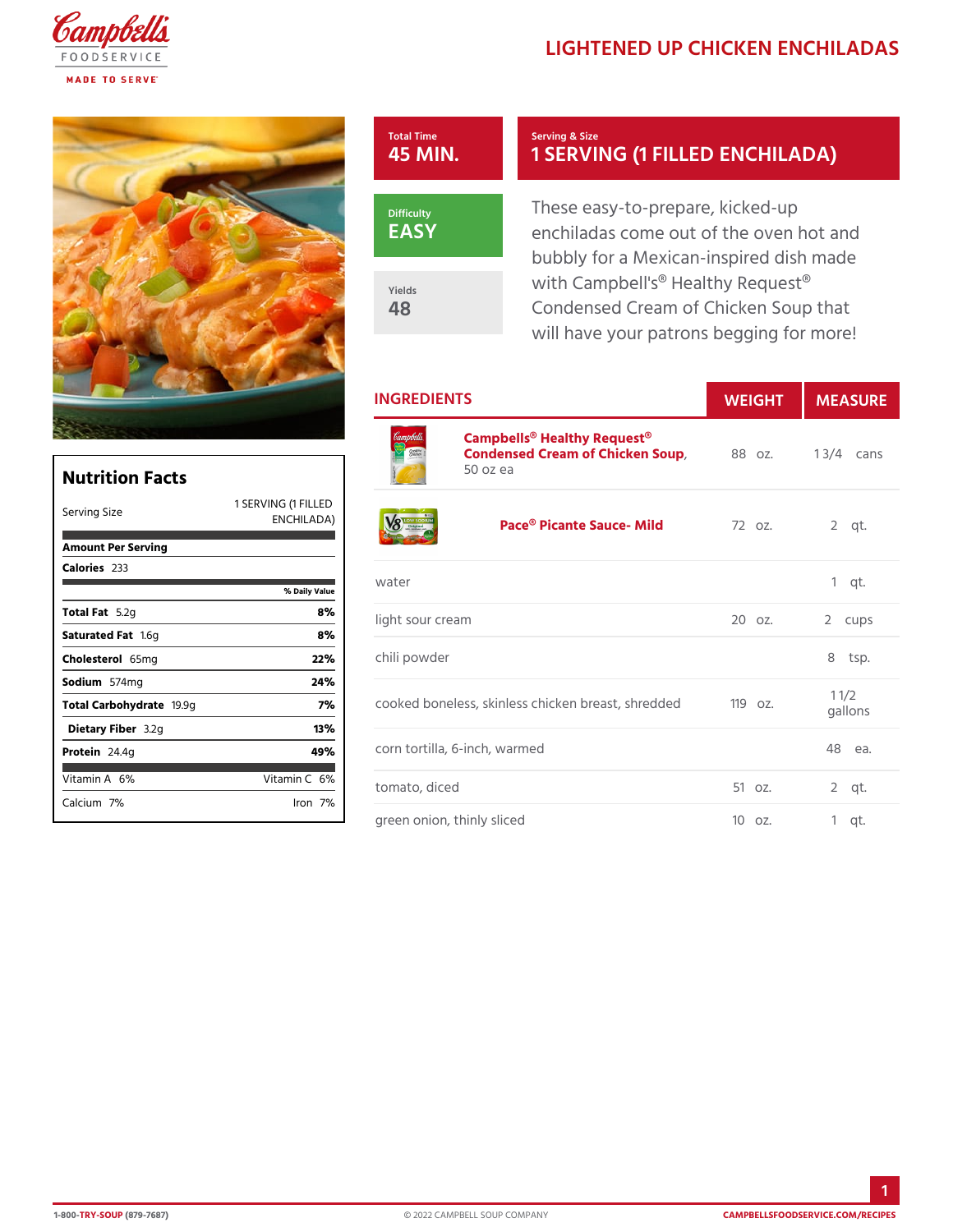# LIGHTENED UP CHICKEN ENCHILADAS

**Total Time**
45 MIN.

**Serving & Size**
1 SERVING (1 FILLED ENCHILADA)

**Difficulty**
EASY

**Yields**
48

These easy-to-prepare, kicked-up enchiladas come out of the oven hot and bubbly for a Mexican-inspired dish made with Campbell's® Healthy Request® Condensed Cream of Chicken Soup that will have your patrons begging for more!

## Nutrition Facts

| | |
|---|---|
| Serving Size | 1 SERVING (1 FILLED ENCHILADA) |
| **Amount Per Serving** | |
| **Calories** 233 | |
| | **% Daily Value** |
| **Total Fat** 5.2g | **8%** |
| **Saturated Fat** 1.6g | **8%** |
| **Cholesterol** 65mg | **22%** |
| **Sodium** 574mg | **24%** |
| **Total Carbohydrate** 19.9g | **7%** |
| **Dietary Fiber** 3.2g | **13%** |
| **Protein** 24.4g | **49%** |
| Vitamin A 6% | Vitamin C 6% |
| Calcium 7% | Iron 7% |

## INGREDIENTS

| Ingredient | WEIGHT | MEASURE |
|---|---|---|
| **Campbells® Healthy Request® Condensed Cream of Chicken Soup**, 50 oz ea | 88 oz. | 1 3/4 cans |
| **Pace® Picante Sauce- Mild** | 72 oz. | 2 qt. |
| water | | 1 qt. |
| light sour cream | 20 oz. | 2 cups |
| chili powder | | 8 tsp. |
| cooked boneless, skinless chicken breast, shredded | 119 oz. | 1 1/2 gallons |
| corn tortilla, 6-inch, warmed | | 48 ea. |
| tomato, diced | 51 oz. | 2 qt. |
| green onion, thinly sliced | 10 oz. | 1 qt. |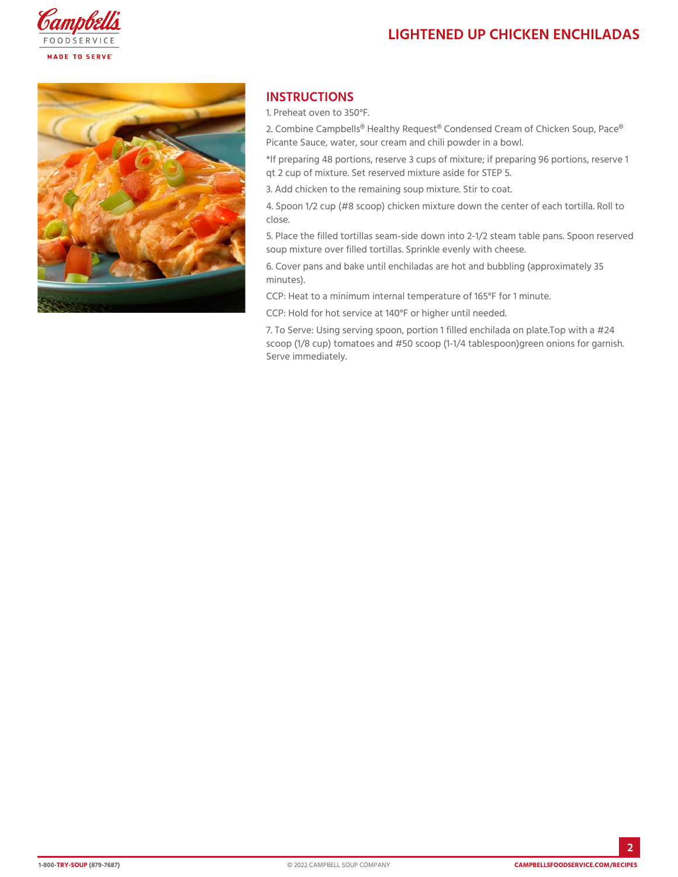# LIGHTENED UP CHICKEN ENCHILADAS

## INSTRUCTIONS

1. Preheat oven to 350°F.

2. Combine Campbells® Healthy Request® Condensed Cream of Chicken Soup, Pace® Picante Sauce, water, sour cream and chili powder in a bowl.

*If preparing 48 portions, reserve 3 cups of mixture; if preparing 96 portions, reserve 1 qt 2 cup of mixture. Set reserved mixture aside for STEP 5.

3. Add chicken to the remaining soup mixture. Stir to coat.

4. Spoon 1/2 cup (#8 scoop) chicken mixture down the center of each tortilla. Roll to close.

5. Place the filled tortillas seam-side down into 2-1/2 steam table pans. Spoon reserved soup mixture over filled tortillas. Sprinkle evenly with cheese.

6. Cover pans and bake until enchiladas are hot and bubbling (approximately 35 minutes).

CCP: Heat to a minimum internal temperature of 165°F for 1 minute.

CCP: Hold for hot service at 140°F or higher until needed.

7. To Serve: Using serving spoon, portion 1 filled enchilada on plate.Top with a #24 scoop (1/8 cup) tomatoes and #50 scoop (1-1/4 tablespoon)green onions for garnish. Serve immediately.